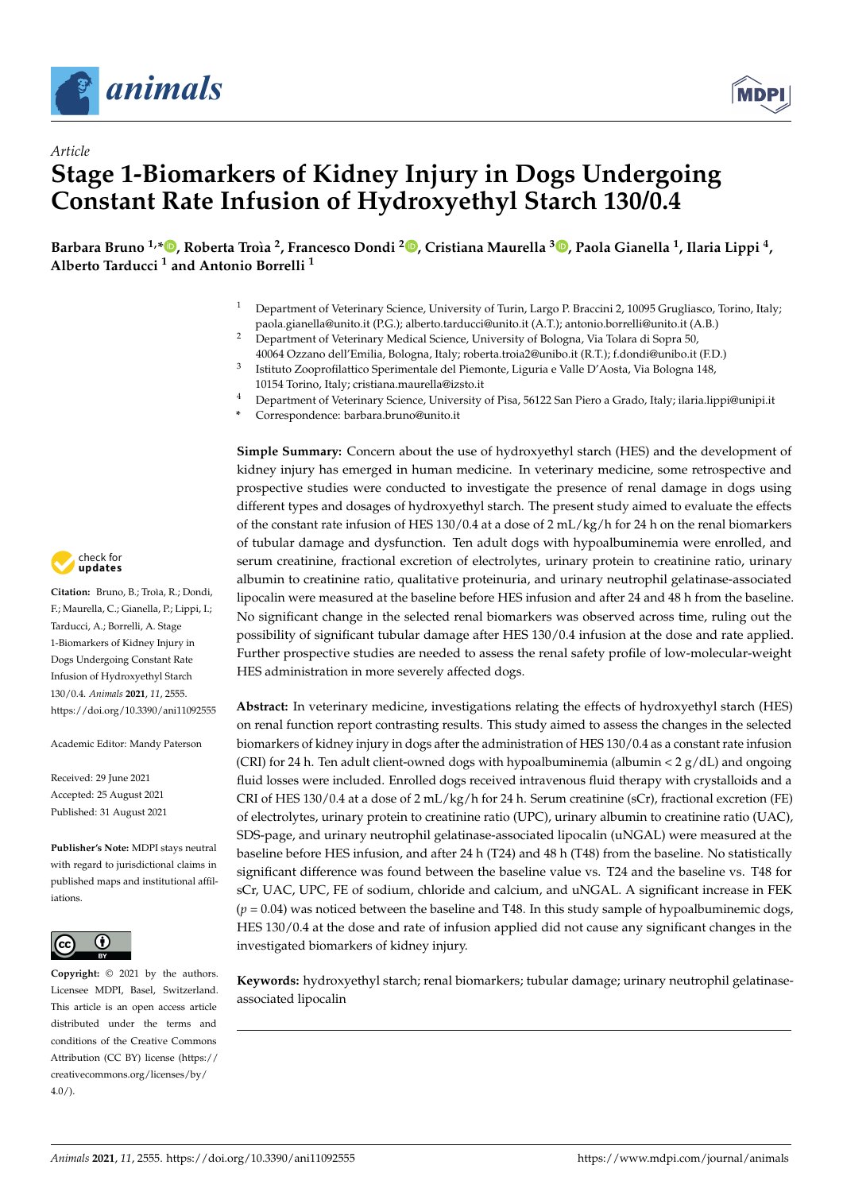*Article*

# Stage 1-Biomarkers of Kidney Injury in Dogs Undergoing Constant Rate Infusion of Hydroxyethyl Starch 130/0.4

**Barbara Bruno [1,*], Roberta Troìa [2], Francesco Dondi [2], Cristiana Maurella [3], Paola Gianella [1], Ilaria Lippi [4], Alberto Tarducci [1] and Antonio Borrelli [1]**

[1] Department of Veterinary Science, University of Turin, Largo P. Braccini 2, 10095 Grugliasco, Torino, Italy; paola.gianella@unito.it (P.G.); alberto.tarducci@unito.it (A.T.); antonio.borrelli@unito.it (A.B.)

[2] Department of Veterinary Medical Science, University of Bologna, Via Tolara di Sopra 50, 40064 Ozzano dell'Emilia, Bologna, Italy; roberta.troia2@unibo.it (R.T.); f.dondi@unibo.it (F.D.)

[3] Istituto Zooprofilattico Sperimentale del Piemonte, Liguria e Valle D'Aosta, Via Bologna 148, 10154 Torino, Italy; cristiana.maurella@izsto.it

[4] Department of Veterinary Science, University of Pisa, 56122 San Piero a Grado, Italy; ilaria.lippi@unipi.it

\* Correspondence: barbara.bruno@unito.it

**Citation:** Bruno, B.; Troìa, R.; Dondi, F.; Maurella, C.; Gianella, P.; Lippi, I.; Tarducci, A.; Borrelli, A. Stage 1-Biomarkers of Kidney Injury in Dogs Undergoing Constant Rate Infusion of Hydroxyethyl Starch 130/0.4. *Animals* **2021**, *11*, 2555. https://doi.org/10.3390/ani11092555

Academic Editor: Mandy Paterson

Received: 29 June 2021
Accepted: 25 August 2021
Published: 31 August 2021

**Publisher's Note:** MDPI stays neutral with regard to jurisdictional claims in published maps and institutional affiliations.

**Copyright:** © 2021 by the authors. Licensee MDPI, Basel, Switzerland. This article is an open access article distributed under the terms and conditions of the Creative Commons Attribution (CC BY) license (https://creativecommons.org/licenses/by/4.0/).

**Simple Summary:** Concern about the use of hydroxyethyl starch (HES) and the development of kidney injury has emerged in human medicine. In veterinary medicine, some retrospective and prospective studies were conducted to investigate the presence of renal damage in dogs using different types and dosages of hydroxyethyl starch. The present study aimed to evaluate the effects of the constant rate infusion of HES 130/0.4 at a dose of 2 mL/kg/h for 24 h on the renal biomarkers of tubular damage and dysfunction. Ten adult dogs with hypoalbuminemia were enrolled, and serum creatinine, fractional excretion of electrolytes, urinary protein to creatinine ratio, urinary albumin to creatinine ratio, qualitative proteinuria, and urinary neutrophil gelatinase-associated lipocalin were measured at the baseline before HES infusion and after 24 and 48 h from the baseline. No significant change in the selected renal biomarkers was observed across time, ruling out the possibility of significant tubular damage after HES 130/0.4 infusion at the dose and rate applied. Further prospective studies are needed to assess the renal safety profile of low-molecular-weight HES administration in more severely affected dogs.

**Abstract:** In veterinary medicine, investigations relating the effects of hydroxyethyl starch (HES) on renal function report contrasting results. This study aimed to assess the changes in the selected biomarkers of kidney injury in dogs after the administration of HES 130/0.4 as a constant rate infusion (CRI) for 24 h. Ten adult client-owned dogs with hypoalbuminemia (albumin < 2 g/dL) and ongoing fluid losses were included. Enrolled dogs received intravenous fluid therapy with crystalloids and a CRI of HES 130/0.4 at a dose of 2 mL/kg/h for 24 h. Serum creatinine (sCr), fractional excretion (FE) of electrolytes, urinary protein to creatinine ratio (UPC), urinary albumin to creatinine ratio (UAC), SDS-page, and urinary neutrophil gelatinase-associated lipocalin (uNGAL) were measured at the baseline before HES infusion, and after 24 h (T24) and 48 h (T48) from the baseline. No statistically significant difference was found between the baseline value vs. T24 and the baseline vs. T48 for sCr, UAC, UPC, FE of sodium, chloride and calcium, and uNGAL. A significant increase in FEK ($p = 0.04$) was noticed between the baseline and T48. In this study sample of hypoalbuminemic dogs, HES 130/0.4 at the dose and rate of infusion applied did not cause any significant changes in the investigated biomarkers of kidney injury.

**Keywords:** hydroxyethyl starch; renal biomarkers; tubular damage; urinary neutrophil gelatinase-associated lipocalin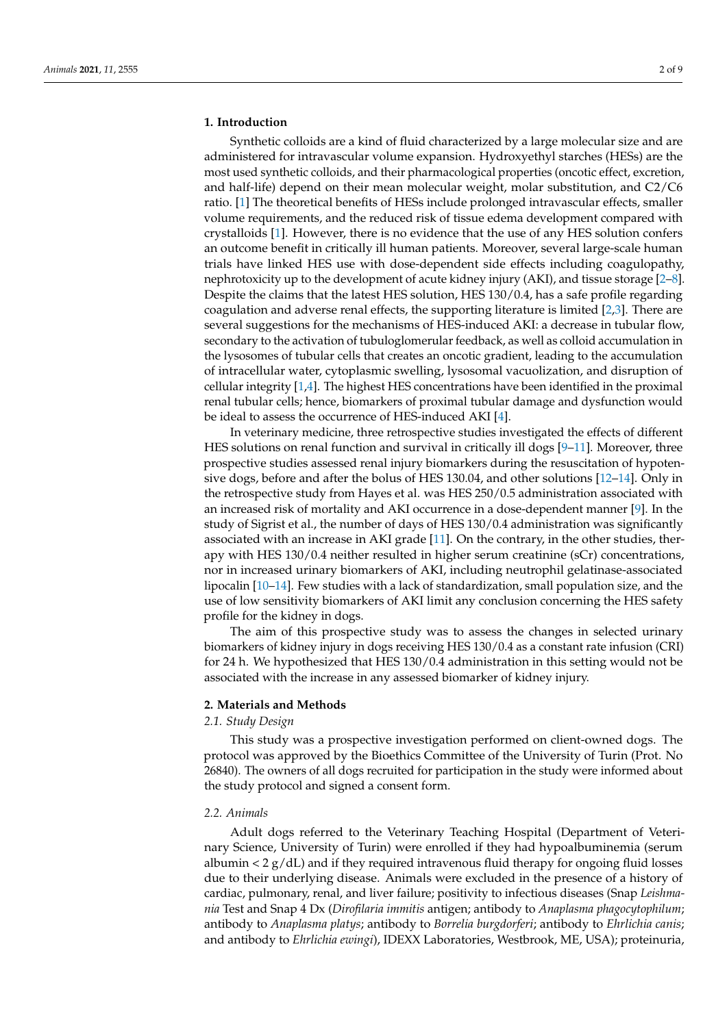## 1. Introduction

Synthetic colloids are a kind of fluid characterized by a large molecular size and are administered for intravascular volume expansion. Hydroxyethyl starches (HESs) are the most used synthetic colloids, and their pharmacological properties (oncotic effect, excretion, and half-life) depend on their mean molecular weight, molar substitution, and C2/C6 ratio. [1] The theoretical benefits of HESs include prolonged intravascular effects, smaller volume requirements, and the reduced risk of tissue edema development compared with crystalloids [1]. However, there is no evidence that the use of any HES solution confers an outcome benefit in critically ill human patients. Moreover, several large-scale human trials have linked HES use with dose-dependent side effects including coagulopathy, nephrotoxicity up to the development of acute kidney injury (AKI), and tissue storage [2–8]. Despite the claims that the latest HES solution, HES 130/0.4, has a safe profile regarding coagulation and adverse renal effects, the supporting literature is limited [2,3]. There are several suggestions for the mechanisms of HES-induced AKI: a decrease in tubular flow, secondary to the activation of tubuloglomerular feedback, as well as colloid accumulation in the lysosomes of tubular cells that creates an oncotic gradient, leading to the accumulation of intracellular water, cytoplasmic swelling, lysosomal vacuolization, and disruption of cellular integrity [1,4]. The highest HES concentrations have been identified in the proximal renal tubular cells; hence, biomarkers of proximal tubular damage and dysfunction would be ideal to assess the occurrence of HES-induced AKI [4].

In veterinary medicine, three retrospective studies investigated the effects of different HES solutions on renal function and survival in critically ill dogs [9–11]. Moreover, three prospective studies assessed renal injury biomarkers during the resuscitation of hypotensive dogs, before and after the bolus of HES 130.04, and other solutions [12–14]. Only in the retrospective study from Hayes et al. was HES 250/0.5 administration associated with an increased risk of mortality and AKI occurrence in a dose-dependent manner [9]. In the study of Sigrist et al., the number of days of HES 130/0.4 administration was significantly associated with an increase in AKI grade [11]. On the contrary, in the other studies, therapy with HES 130/0.4 neither resulted in higher serum creatinine (sCr) concentrations, nor in increased urinary biomarkers of AKI, including neutrophil gelatinase-associated lipocalin [10–14]. Few studies with a lack of standardization, small population size, and the use of low sensitivity biomarkers of AKI limit any conclusion concerning the HES safety profile for the kidney in dogs.

The aim of this prospective study was to assess the changes in selected urinary biomarkers of kidney injury in dogs receiving HES 130/0.4 as a constant rate infusion (CRI) for 24 h. We hypothesized that HES 130/0.4 administration in this setting would not be associated with the increase in any assessed biomarker of kidney injury.

## 2. Materials and Methods

### 2.1. Study Design

This study was a prospective investigation performed on client-owned dogs. The protocol was approved by the Bioethics Committee of the University of Turin (Prot. No 26840). The owners of all dogs recruited for participation in the study were informed about the study protocol and signed a consent form.

### 2.2. Animals

Adult dogs referred to the Veterinary Teaching Hospital (Department of Veterinary Science, University of Turin) were enrolled if they had hypoalbuminemia (serum albumin < 2 g/dL) and if they required intravenous fluid therapy for ongoing fluid losses due to their underlying disease. Animals were excluded in the presence of a history of cardiac, pulmonary, renal, and liver failure; positivity to infectious diseases (Snap *Leishmania* Test and Snap 4 Dx (*Dirofilaria immitis* antigen; antibody to *Anaplasma phagocytophilum*; antibody to *Anaplasma platys*; antibody to *Borrelia burgdorferi*; antibody to *Ehrlichia canis*; and antibody to *Ehrlichia ewingi*), IDEXX Laboratories, Westbrook, ME, USA); proteinuria,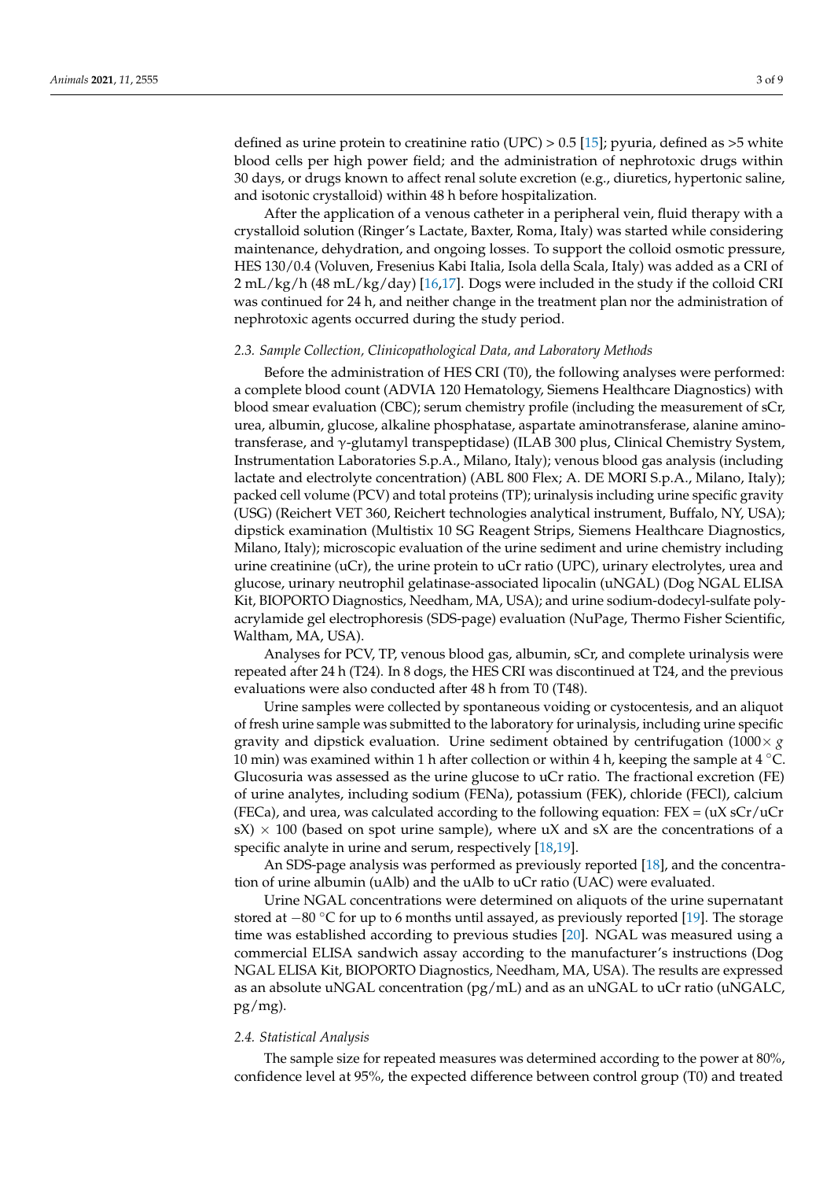defined as urine protein to creatinine ratio (UPC) > 0.5 [15]; pyuria, defined as >5 white blood cells per high power field; and the administration of nephrotoxic drugs within 30 days, or drugs known to affect renal solute excretion (e.g., diuretics, hypertonic saline, and isotonic crystalloid) within 48 h before hospitalization.

After the application of a venous catheter in a peripheral vein, fluid therapy with a crystalloid solution (Ringer's Lactate, Baxter, Roma, Italy) was started while considering maintenance, dehydration, and ongoing losses. To support the colloid osmotic pressure, HES 130/0.4 (Voluven, Fresenius Kabi Italia, Isola della Scala, Italy) was added as a CRI of 2 mL/kg/h (48 mL/kg/day) [16,17]. Dogs were included in the study if the colloid CRI was continued for 24 h, and neither change in the treatment plan nor the administration of nephrotoxic agents occurred during the study period.

### *2.3. Sample Collection, Clinicopathological Data, and Laboratory Methods*

Before the administration of HES CRI (T0), the following analyses were performed: a complete blood count (ADVIA 120 Hematology, Siemens Healthcare Diagnostics) with blood smear evaluation (CBC); serum chemistry profile (including the measurement of sCr, urea, albumin, glucose, alkaline phosphatase, aspartate aminotransferase, alanine aminotransferase, and γ-glutamyl transpeptidase) (ILAB 300 plus, Clinical Chemistry System, Instrumentation Laboratories S.p.A., Milano, Italy); venous blood gas analysis (including lactate and electrolyte concentration) (ABL 800 Flex; A. DE MORI S.p.A., Milano, Italy); packed cell volume (PCV) and total proteins (TP); urinalysis including urine specific gravity (USG) (Reichert VET 360, Reichert technologies analytical instrument, Buffalo, NY, USA); dipstick examination (Multistix 10 SG Reagent Strips, Siemens Healthcare Diagnostics, Milano, Italy); microscopic evaluation of the urine sediment and urine chemistry including urine creatinine (uCr), the urine protein to uCr ratio (UPC), urinary electrolytes, urea and glucose, urinary neutrophil gelatinase-associated lipocalin (uNGAL) (Dog NGAL ELISA Kit, BIOPORTO Diagnostics, Needham, MA, USA); and urine sodium-dodecyl-sulfate polyacrylamide gel electrophoresis (SDS-page) evaluation (NuPage, Thermo Fisher Scientific, Waltham, MA, USA).

Analyses for PCV, TP, venous blood gas, albumin, sCr, and complete urinalysis were repeated after 24 h (T24). In 8 dogs, the HES CRI was discontinued at T24, and the previous evaluations were also conducted after 48 h from T0 (T48).

Urine samples were collected by spontaneous voiding or cystocentesis, and an aliquot of fresh urine sample was submitted to the laboratory for urinalysis, including urine specific gravity and dipstick evaluation. Urine sediment obtained by centrifugation ($1000\times g$ 10 min) was examined within 1 h after collection or within 4 h, keeping the sample at 4 °C. Glucosuria was assessed as the urine glucose to uCr ratio. The fractional excretion (FE) of urine analytes, including sodium (FENa), potassium (FEK), chloride (FECl), calcium (FECa), and urea, was calculated according to the following equation: $FEX = (uX\ sCr/uCr\ sX) \times 100$ (based on spot urine sample), where uX and sX are the concentrations of a specific analyte in urine and serum, respectively [18,19].

An SDS-page analysis was performed as previously reported [18], and the concentration of urine albumin (uAlb) and the uAlb to uCr ratio (UAC) were evaluated.

Urine NGAL concentrations were determined on aliquots of the urine supernatant stored at −80 °C for up to 6 months until assayed, as previously reported [19]. The storage time was established according to previous studies [20]. NGAL was measured using a commercial ELISA sandwich assay according to the manufacturer's instructions (Dog NGAL ELISA Kit, BIOPORTO Diagnostics, Needham, MA, USA). The results are expressed as an absolute uNGAL concentration (pg/mL) and as an uNGAL to uCr ratio (uNGALC, pg/mg).

### *2.4. Statistical Analysis*

The sample size for repeated measures was determined according to the power at 80%, confidence level at 95%, the expected difference between control group (T0) and treated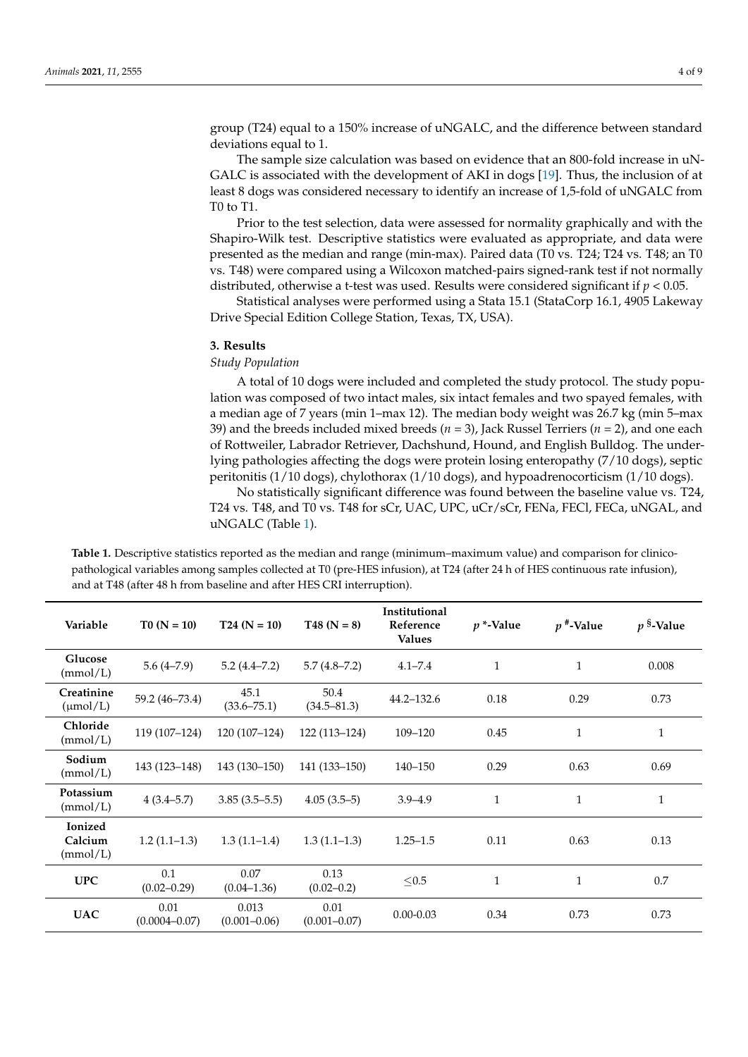group (T24) equal to a 150% increase of uNGALC, and the difference between standard deviations equal to 1.

The sample size calculation was based on evidence that an 800-fold increase in uNGALC is associated with the development of AKI in dogs [19]. Thus, the inclusion of at least 8 dogs was considered necessary to identify an increase of 1,5-fold of uNGALC from T0 to T1.

Prior to the test selection, data were assessed for normality graphically and with the Shapiro-Wilk test. Descriptive statistics were evaluated as appropriate, and data were presented as the median and range (min-max). Paired data (T0 vs. T24; T24 vs. T48; an T0 vs. T48) were compared using a Wilcoxon matched-pairs signed-rank test if not normally distributed, otherwise a t-test was used. Results were considered significant if $p < 0.05$.

Statistical analyses were performed using a Stata 15.1 (StataCorp 16.1, 4905 Lakeway Drive Special Edition College Station, Texas, TX, USA).

## 3. Results

*Study Population*

A total of 10 dogs were included and completed the study protocol. The study population was composed of two intact males, six intact females and two spayed females, with a median age of 7 years (min 1–max 12). The median body weight was 26.7 kg (min 5–max 39) and the breeds included mixed breeds ($n = 3$), Jack Russel Terriers ($n = 2$), and one each of Rottweiler, Labrador Retriever, Dachshund, Hound, and English Bulldog. The underlying pathologies affecting the dogs were protein losing enteropathy (7/10 dogs), septic peritonitis (1/10 dogs), chylothorax (1/10 dogs), and hypoadrenocorticism (1/10 dogs).

No statistically significant difference was found between the baseline value vs. T24, T24 vs. T48, and T0 vs. T48 for sCr, UAC, UPC, uCr/sCr, FENa, FECl, FECa, uNGAL, and uNGALC (Table 1).

**Table 1.** Descriptive statistics reported as the median and range (minimum–maximum value) and comparison for clinicopathological variables among samples collected at T0 (pre-HES infusion), at T24 (after 24 h of HES continuous rate infusion), and at T48 (after 48 h from baseline and after HES CRI interruption).

| Variable | T0 (N = 10) | T24 (N = 10) | T48 (N = 8) | Institutional Reference Values | $p$ *-Value | $p$ #-Value | $p$ §-Value |
|---|---|---|---|---|---|---|---|
| **Glucose** (mmol/L) | 5.6 (4–7.9) | 5.2 (4.4–7.2) | 5.7 (4.8–7.2) | 4.1–7.4 | 1 | 1 | 0.008 |
| **Creatinine** (μmol/L) | 59.2 (46–73.4) | 45.1 (33.6–75.1) | 50.4 (34.5–81.3) | 44.2–132.6 | 0.18 | 0.29 | 0.73 |
| **Chloride** (mmol/L) | 119 (107–124) | 120 (107–124) | 122 (113–124) | 109–120 | 0.45 | 1 | 1 |
| **Sodium** (mmol/L) | 143 (123–148) | 143 (130–150) | 141 (133–150) | 140–150 | 0.29 | 0.63 | 0.69 |
| **Potassium** (mmol/L) | 4 (3.4–5.7) | 3.85 (3.5–5.5) | 4.05 (3.5–5) | 3.9–4.9 | 1 | 1 | 1 |
| **Ionized Calcium** (mmol/L) | 1.2 (1.1–1.3) | 1.3 (1.1–1.4) | 1.3 (1.1–1.3) | 1.25–1.5 | 0.11 | 0.63 | 0.13 |
| **UPC** | 0.1 (0.02–0.29) | 0.07 (0.04–1.36) | 0.13 (0.02–0.2) | ≤0.5 | 1 | 1 | 0.7 |
| **UAC** | 0.01 (0.0004–0.07) | 0.013 (0.001–0.06) | 0.01 (0.001–0.07) | 0.00-0.03 | 0.34 | 0.73 | 0.73 |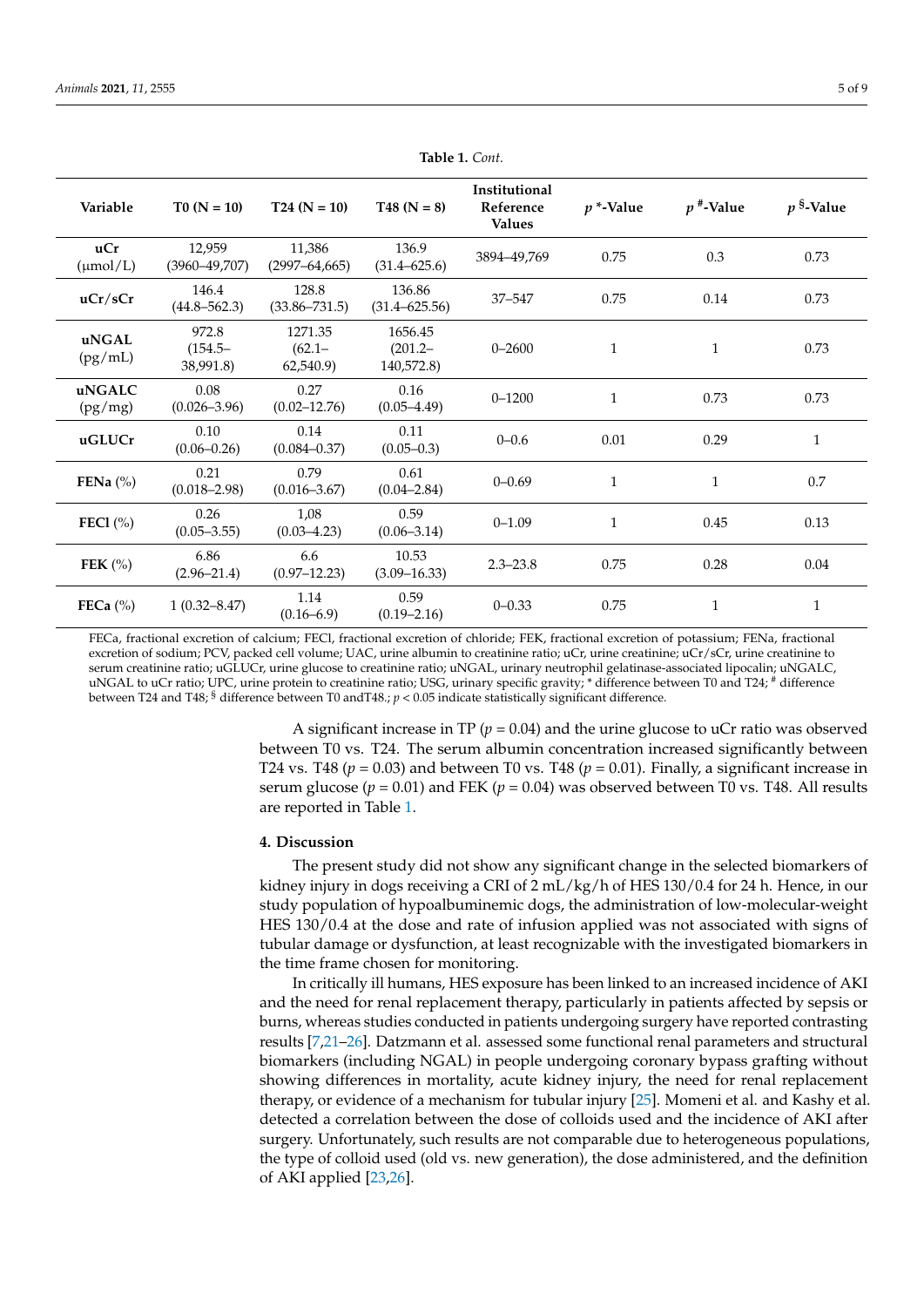**Table 1.** *Cont.*

| Variable | T0 (N = 10) | T24 (N = 10) | T48 (N = 8) | Institutional Reference Values | $p$ *-Value | $p$ #-Value | $p$ §-Value |
|---|---|---|---|---|---|---|---|
| **uCr** (μmol/L) | 12,959 (3960–49,707) | 11,386 (2997–64,665) | 136.9 (31.4–625.6) | 3894–49,769 | 0.75 | 0.3 | 0.73 |
| **uCr/sCr** | 146.4 (44.8–562.3) | 128.8 (33.86–731.5) | 136.86 (31.4–625.56) | 37–547 | 0.75 | 0.14 | 0.73 |
| **uNGAL** (pg/mL) | 972.8 (154.5–38,991.8) | 1271.35 (62.1–62,540.9) | 1656.45 (201.2–140,572.8) | 0–2600 | 1 | 1 | 0.73 |
| **uNGALC** (pg/mg) | 0.08 (0.026–3.96) | 0.27 (0.02–12.76) | 0.16 (0.05–4.49) | 0–1200 | 1 | 0.73 | 0.73 |
| **uGLUCr** | 0.10 (0.06–0.26) | 0.14 (0.084–0.37) | 0.11 (0.05–0.3) | 0–0.6 | 0.01 | 0.29 | 1 |
| **FENa** (%) | 0.21 (0.018–2.98) | 0.79 (0.016–3.67) | 0.61 (0.04–2.84) | 0–0.69 | 1 | 1 | 0.7 |
| **FECl** (%) | 0.26 (0.05–3.55) | 1,08 (0.03–4.23) | 0.59 (0.06–3.14) | 0–1.09 | 1 | 0.45 | 0.13 |
| **FEK** (%) | 6.86 (2.96–21.4) | 6.6 (0.97–12.23) | 10.53 (3.09–16.33) | 2.3–23.8 | 0.75 | 0.28 | 0.04 |
| **FECa** (%) | 1 (0.32–8.47) | 1.14 (0.16–6.9) | 0.59 (0.19–2.16) | 0–0.33 | 0.75 | 1 | 1 |

FECa, fractional excretion of calcium; FECl, fractional excretion of chloride; FEK, fractional excretion of potassium; FENa, fractional excretion of sodium; PCV, packed cell volume; UAC, urine albumin to creatinine ratio; uCr, urine creatinine; uCr/sCr, urine creatinine to serum creatinine ratio; uGLUCr, urine glucose to creatinine ratio; uNGAL, urinary neutrophil gelatinase-associated lipocalin; uNGALC, uNGAL to uCr ratio; UPC, urine protein to creatinine ratio; USG, urinary specific gravity; * difference between T0 and T24; # difference between T24 and T48; § difference between T0 andT48.; $p < 0.05$ indicate statistically significant difference.

A significant increase in TP ($p = 0.04$) and the urine glucose to uCr ratio was observed between T0 vs. T24. The serum albumin concentration increased significantly between T24 vs. T48 ($p = 0.03$) and between T0 vs. T48 ($p = 0.01$). Finally, a significant increase in serum glucose ($p = 0.01$) and FEK ($p = 0.04$) was observed between T0 vs. T48. All results are reported in Table 1.

## 4. Discussion

The present study did not show any significant change in the selected biomarkers of kidney injury in dogs receiving a CRI of 2 mL/kg/h of HES 130/0.4 for 24 h. Hence, in our study population of hypoalbuminemic dogs, the administration of low-molecular-weight HES 130/0.4 at the dose and rate of infusion applied was not associated with signs of tubular damage or dysfunction, at least recognizable with the investigated biomarkers in the time frame chosen for monitoring.

In critically ill humans, HES exposure has been linked to an increased incidence of AKI and the need for renal replacement therapy, particularly in patients affected by sepsis or burns, whereas studies conducted in patients undergoing surgery have reported contrasting results [7,21–26]. Datzmann et al. assessed some functional renal parameters and structural biomarkers (including NGAL) in people undergoing coronary bypass grafting without showing differences in mortality, acute kidney injury, the need for renal replacement therapy, or evidence of a mechanism for tubular injury [25]. Momeni et al. and Kashy et al. detected a correlation between the dose of colloids used and the incidence of AKI after surgery. Unfortunately, such results are not comparable due to heterogeneous populations, the type of colloid used (old vs. new generation), the dose administered, and the definition of AKI applied [23,26].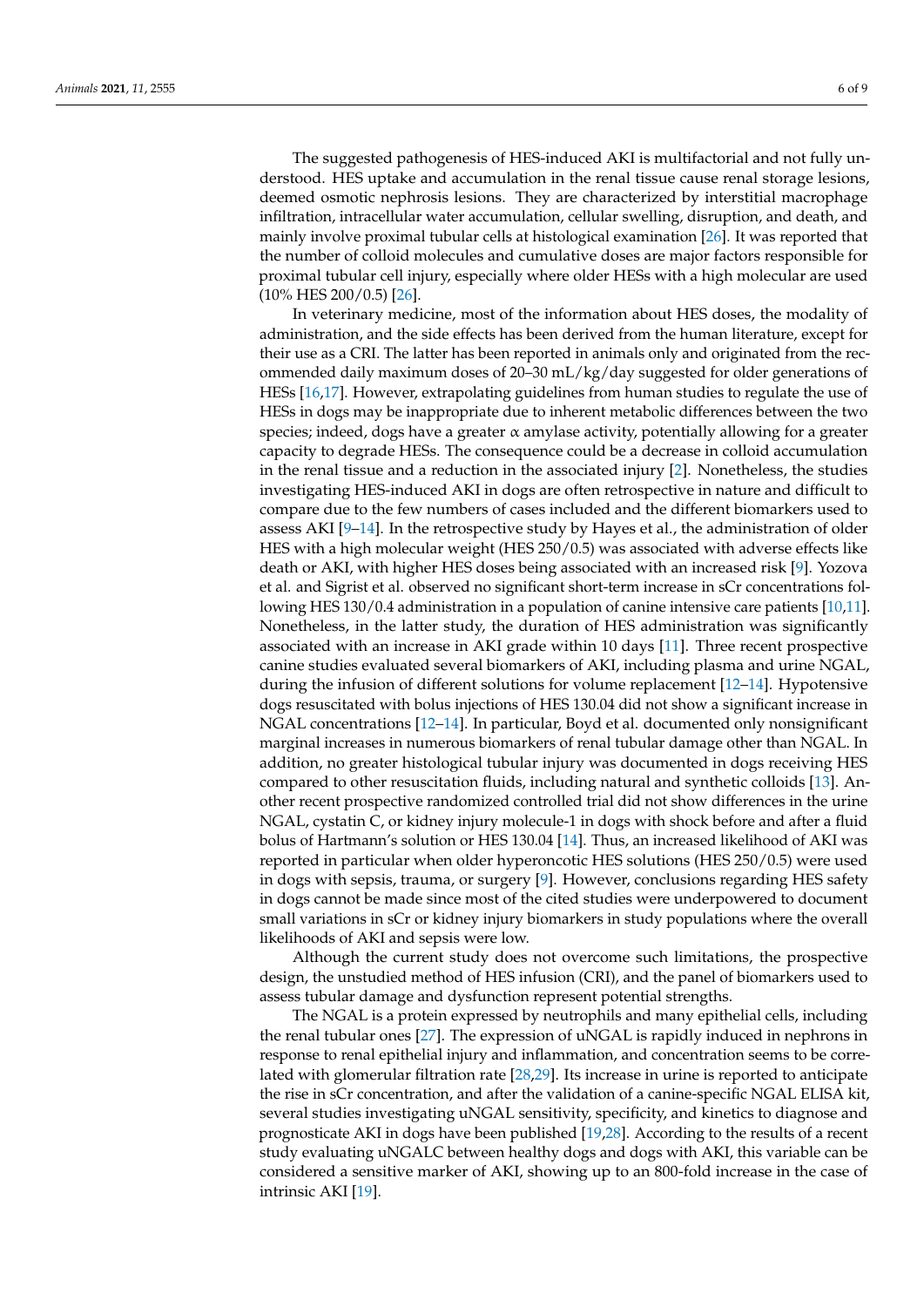The suggested pathogenesis of HES-induced AKI is multifactorial and not fully understood. HES uptake and accumulation in the renal tissue cause renal storage lesions, deemed osmotic nephrosis lesions. They are characterized by interstitial macrophage infiltration, intracellular water accumulation, cellular swelling, disruption, and death, and mainly involve proximal tubular cells at histological examination [26]. It was reported that the number of colloid molecules and cumulative doses are major factors responsible for proximal tubular cell injury, especially where older HESs with a high molecular are used (10% HES 200/0.5) [26].

In veterinary medicine, most of the information about HES doses, the modality of administration, and the side effects has been derived from the human literature, except for their use as a CRI. The latter has been reported in animals only and originated from the recommended daily maximum doses of 20–30 mL/kg/day suggested for older generations of HESs [16,17]. However, extrapolating guidelines from human studies to regulate the use of HESs in dogs may be inappropriate due to inherent metabolic differences between the two species; indeed, dogs have a greater $\alpha$ amylase activity, potentially allowing for a greater capacity to degrade HESs. The consequence could be a decrease in colloid accumulation in the renal tissue and a reduction in the associated injury [2]. Nonetheless, the studies investigating HES-induced AKI in dogs are often retrospective in nature and difficult to compare due to the few numbers of cases included and the different biomarkers used to assess AKI [9–14]. In the retrospective study by Hayes et al., the administration of older HES with a high molecular weight (HES 250/0.5) was associated with adverse effects like death or AKI, with higher HES doses being associated with an increased risk [9]. Yozova et al. and Sigrist et al. observed no significant short-term increase in sCr concentrations following HES 130/0.4 administration in a population of canine intensive care patients [10,11]. Nonetheless, in the latter study, the duration of HES administration was significantly associated with an increase in AKI grade within 10 days [11]. Three recent prospective canine studies evaluated several biomarkers of AKI, including plasma and urine NGAL, during the infusion of different solutions for volume replacement [12–14]. Hypotensive dogs resuscitated with bolus injections of HES 130.04 did not show a significant increase in NGAL concentrations [12–14]. In particular, Boyd et al. documented only nonsignificant marginal increases in numerous biomarkers of renal tubular damage other than NGAL. In addition, no greater histological tubular injury was documented in dogs receiving HES compared to other resuscitation fluids, including natural and synthetic colloids [13]. Another recent prospective randomized controlled trial did not show differences in the urine NGAL, cystatin C, or kidney injury molecule-1 in dogs with shock before and after a fluid bolus of Hartmann's solution or HES 130.04 [14]. Thus, an increased likelihood of AKI was reported in particular when older hyperoncotic HES solutions (HES 250/0.5) were used in dogs with sepsis, trauma, or surgery [9]. However, conclusions regarding HES safety in dogs cannot be made since most of the cited studies were underpowered to document small variations in sCr or kidney injury biomarkers in study populations where the overall likelihoods of AKI and sepsis were low.

Although the current study does not overcome such limitations, the prospective design, the unstudied method of HES infusion (CRI), and the panel of biomarkers used to assess tubular damage and dysfunction represent potential strengths.

The NGAL is a protein expressed by neutrophils and many epithelial cells, including the renal tubular ones [27]. The expression of uNGAL is rapidly induced in nephrons in response to renal epithelial injury and inflammation, and concentration seems to be correlated with glomerular filtration rate [28,29]. Its increase in urine is reported to anticipate the rise in sCr concentration, and after the validation of a canine-specific NGAL ELISA kit, several studies investigating uNGAL sensitivity, specificity, and kinetics to diagnose and prognosticate AKI in dogs have been published [19,28]. According to the results of a recent study evaluating uNGALC between healthy dogs and dogs with AKI, this variable can be considered a sensitive marker of AKI, showing up to an 800-fold increase in the case of intrinsic AKI [19].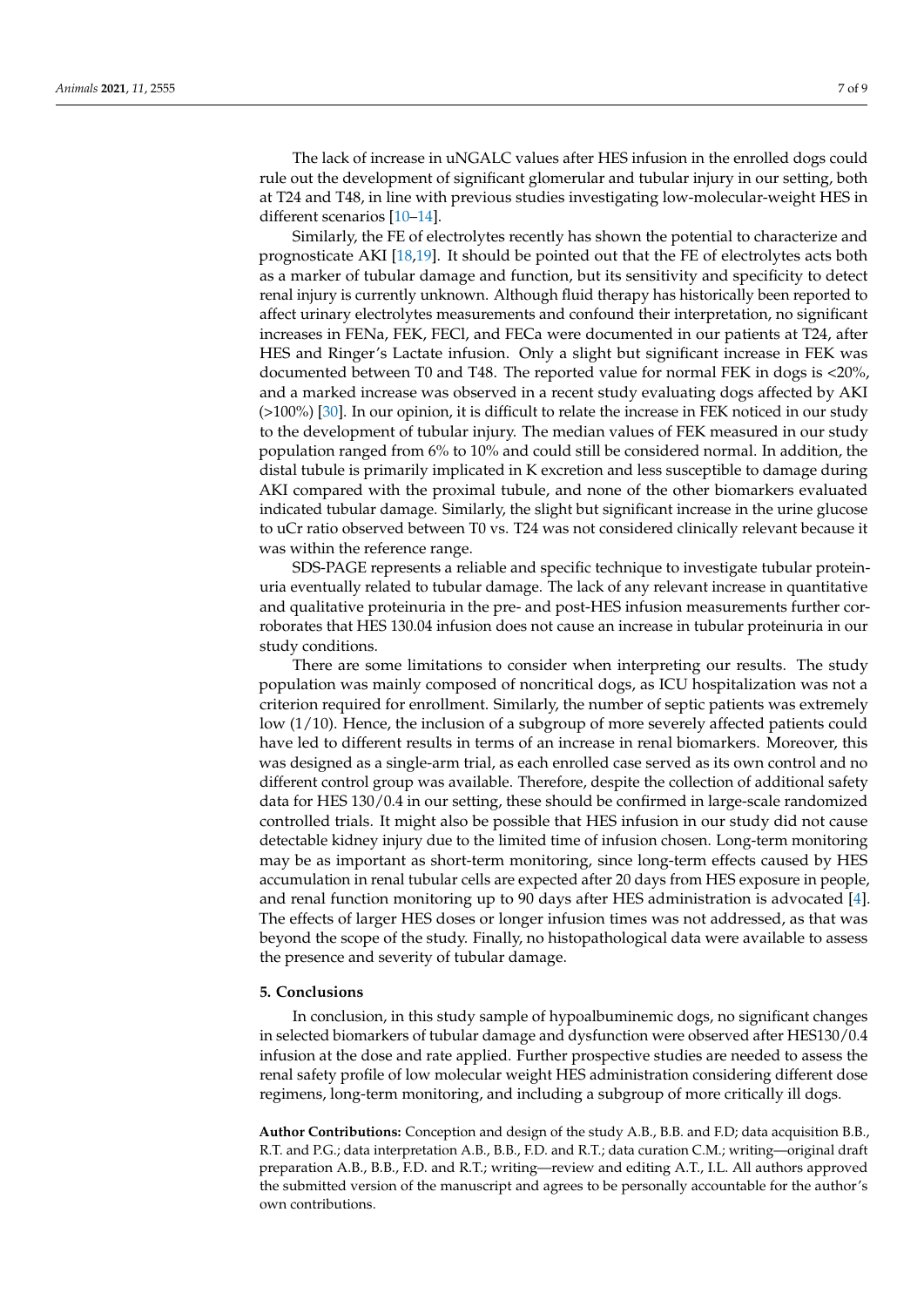The lack of increase in uNGALC values after HES infusion in the enrolled dogs could rule out the development of significant glomerular and tubular injury in our setting, both at T24 and T48, in line with previous studies investigating low-molecular-weight HES in different scenarios [10–14].

Similarly, the FE of electrolytes recently has shown the potential to characterize and prognosticate AKI [18,19]. It should be pointed out that the FE of electrolytes acts both as a marker of tubular damage and function, but its sensitivity and specificity to detect renal injury is currently unknown. Although fluid therapy has historically been reported to affect urinary electrolytes measurements and confound their interpretation, no significant increases in FENa, FEK, FECl, and FECa were documented in our patients at T24, after HES and Ringer's Lactate infusion. Only a slight but significant increase in FEK was documented between T0 and T48. The reported value for normal FEK in dogs is <20%, and a marked increase was observed in a recent study evaluating dogs affected by AKI (>100%) [30]. In our opinion, it is difficult to relate the increase in FEK noticed in our study to the development of tubular injury. The median values of FEK measured in our study population ranged from 6% to 10% and could still be considered normal. In addition, the distal tubule is primarily implicated in K excretion and less susceptible to damage during AKI compared with the proximal tubule, and none of the other biomarkers evaluated indicated tubular damage. Similarly, the slight but significant increase in the urine glucose to uCr ratio observed between T0 vs. T24 was not considered clinically relevant because it was within the reference range.

SDS-PAGE represents a reliable and specific technique to investigate tubular proteinuria eventually related to tubular damage. The lack of any relevant increase in quantitative and qualitative proteinuria in the pre- and post-HES infusion measurements further corroborates that HES 130.04 infusion does not cause an increase in tubular proteinuria in our study conditions.

There are some limitations to consider when interpreting our results. The study population was mainly composed of noncritical dogs, as ICU hospitalization was not a criterion required for enrollment. Similarly, the number of septic patients was extremely low (1/10). Hence, the inclusion of a subgroup of more severely affected patients could have led to different results in terms of an increase in renal biomarkers. Moreover, this was designed as a single-arm trial, as each enrolled case served as its own control and no different control group was available. Therefore, despite the collection of additional safety data for HES 130/0.4 in our setting, these should be confirmed in large-scale randomized controlled trials. It might also be possible that HES infusion in our study did not cause detectable kidney injury due to the limited time of infusion chosen. Long-term monitoring may be as important as short-term monitoring, since long-term effects caused by HES accumulation in renal tubular cells are expected after 20 days from HES exposure in people, and renal function monitoring up to 90 days after HES administration is advocated [4]. The effects of larger HES doses or longer infusion times was not addressed, as that was beyond the scope of the study. Finally, no histopathological data were available to assess the presence and severity of tubular damage.

## 5. Conclusions

In conclusion, in this study sample of hypoalbuminemic dogs, no significant changes in selected biomarkers of tubular damage and dysfunction were observed after HES130/0.4 infusion at the dose and rate applied. Further prospective studies are needed to assess the renal safety profile of low molecular weight HES administration considering different dose regimens, long-term monitoring, and including a subgroup of more critically ill dogs.

**Author Contributions:** Conception and design of the study A.B., B.B. and F.D; data acquisition B.B., R.T. and P.G.; data interpretation A.B., B.B., F.D. and R.T.; data curation C.M.; writing—original draft preparation A.B., B.B., F.D. and R.T.; writing—review and editing A.T., I.L. All authors approved the submitted version of the manuscript and agrees to be personally accountable for the author's own contributions.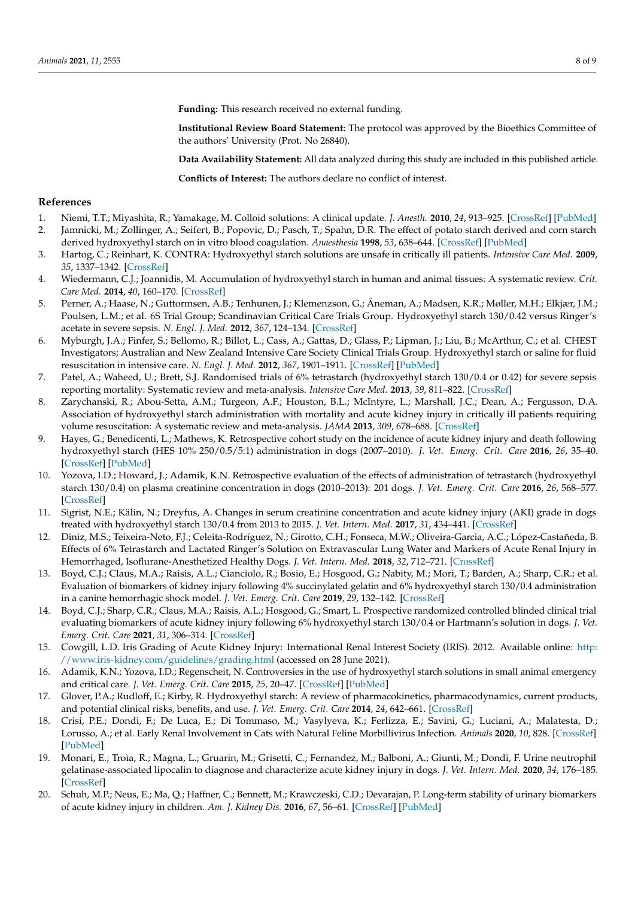**Funding:** This research received no external funding.

**Institutional Review Board Statement:** The protocol was approved by the Bioethics Committee of the authors' University (Prot. No 26840).

**Data Availability Statement:** All data analyzed during this study are included in this published article.

**Conflicts of Interest:** The authors declare no conflict of interest.

## References

1. Niemi, T.T.; Miyashita, R.; Yamakage, M. Colloid solutions: A clinical update. *J. Anesth.* **2010**, *24*, 913–925. [CrossRef] [PubMed]
2. Jamnicki, M.; Zollinger, A.; Seifert, B.; Popovic, D.; Pasch, T.; Spahn, D.R. The effect of potato starch derived and corn starch derived hydroxyethyl starch on in vitro blood coagulation. *Anaesthesia* **1998**, *53*, 638–644. [CrossRef] [PubMed]
3. Hartog, C.; Reinhart, K. CONTRA: Hydroxyethyl starch solutions are unsafe in critically ill patients. *Intensive Care Med.* **2009**, *35*, 1337–1342. [CrossRef]
4. Wiedermann, C.J.; Joannidis, M. Accumulation of hydroxyethyl starch in human and animal tissues: A systematic review. *Crit. Care Med.* **2014**, *40*, 160–170. [CrossRef]
5. Perner, A.; Haase, N.; Guttormsen, A.B.; Tenhunen, J.; Klemenzson, G.; Åneman, A.; Madsen, K.R.; Møller, M.H.; Elkjær, J.M.; Poulsen, L.M.; et al. 6S Trial Group; Scandinavian Critical Care Trials Group. Hydroxyethyl starch 130/0.42 versus Ringer's acetate in severe sepsis. *N. Engl. J. Med.* **2012**, *367*, 124–134. [CrossRef]
6. Myburgh, J.A.; Finfer, S.; Bellomo, R.; Billot, L.; Cass, A.; Gattas, D.; Glass, P.; Lipman, J.; Liu, B.; McArthur, C.; et al. CHEST Investigators; Australian and New Zealand Intensive Care Society Clinical Trials Group. Hydroxyethyl starch or saline for fluid resuscitation in intensive care. *N. Engl. J. Med.* **2012**, *367*, 1901–1911. [CrossRef] [PubMed]
7. Patel, A.; Waheed, U.; Brett, S.J. Randomised trials of 6% tetrastarch (hydroxyethyl starch 130/0.4 or 0.42) for severe sepsis reporting mortality: Systematic review and meta-analysis. *Intensive Care Med.* **2013**, *39*, 811–822. [CrossRef]
8. Zarychanski, R.; Abou-Setta, A.M.; Turgeon, A.F.; Houston, B.L.; McIntyre, L.; Marshall, J.C.; Dean, A.; Fergusson, D.A. Association of hydroxyethyl starch administration with mortality and acute kidney injury in critically ill patients requiring volume resuscitation: A systematic review and meta-analysis. *JAMA* **2013**, *309*, 678–688. [CrossRef]
9. Hayes, G.; Benedicenti, L.; Mathews, K. Retrospective cohort study on the incidence of acute kidney injury and death following hydroxyethyl starch (HES 10% 250/0.5/5:1) administration in dogs (2007–2010). *J. Vet. Emerg. Crit. Care* **2016**, *26*, 35–40. [CrossRef] [PubMed]
10. Yozova, I.D.; Howard, J.; Adamik, K.N. Retrospective evaluation of the effects of administration of tetrastarch (hydroxyethyl starch 130/0.4) on plasma creatinine concentration in dogs (2010–2013): 201 dogs. *J. Vet. Emerg. Crit. Care* **2016**, *26*, 568–577. [CrossRef]
11. Sigrist, N.E.; Kälin, N.; Dreyfus, A. Changes in serum creatinine concentration and acute kidney injury (AKI) grade in dogs treated with hydroxyethyl starch 130/0.4 from 2013 to 2015. *J. Vet. Intern. Med.* **2017**, *31*, 434–441. [CrossRef]
12. Diniz, M.S.; Teixeira-Neto, F.J.; Celeita-Rodríguez, N.; Girotto, C.H.; Fonseca, M.W.; Oliveira-Garcia, A.C.; López-Castañeda, B. Effects of 6% Tetrastarch and Lactated Ringer's Solution on Extravascular Lung Water and Markers of Acute Renal Injury in Hemorrhaged, Isoflurane-Anesthetized Healthy Dogs. *J. Vet. Intern. Med.* **2018**, *32*, 712–721. [CrossRef]
13. Boyd, C.J.; Claus, M.A.; Raisis, A.L.; Cianciolo, R.; Bosio, E.; Hosgood, G.; Nabity, M.; Mori, T.; Barden, A.; Sharp, C.R.; et al. Evaluation of biomarkers of kidney injury following 4% succinylated gelatin and 6% hydroxyethyl starch 130/0.4 administration in a canine hemorrhagic shock model. *J. Vet. Emerg. Crit. Care* **2019**, *29*, 132–142. [CrossRef]
14. Boyd, C.J.; Sharp, C.R.; Claus, M.A.; Raisis, A.L.; Hosgood, G.; Smart, L. Prospective randomized controlled blinded clinical trial evaluating biomarkers of acute kidney injury following 6% hydroxyethyl starch 130/0.4 or Hartmann's solution in dogs. *J. Vet. Emerg. Crit. Care* **2021**, *31*, 306–314. [CrossRef]
15. Cowgill, L.D. Iris Grading of Acute Kidney Injury: International Renal Interest Society (IRIS). 2012. Available online: http://www.iris-kidney.com/guidelines/grading.html (accessed on 28 June 2021).
16. Adamik, K.N.; Yozova, I.D.; Regenscheit, N. Controversies in the use of hydroxyethyl starch solutions in small animal emergency and critical care. *J. Vet. Emerg. Crit. Care* **2015**, *25*, 20–47. [CrossRef] [PubMed]
17. Glover, P.A.; Rudloff, E.; Kirby, R. Hydroxyethyl starch: A review of pharmacokinetics, pharmacodynamics, current products, and potential clinical risks, benefits, and use. *J. Vet. Emerg. Crit. Care* **2014**, *24*, 642–661. [CrossRef]
18. Crisi, P.E.; Dondi, F.; De Luca, E.; Di Tommaso, M.; Vasylyeva, K.; Ferlizza, E.; Savini, G.; Luciani, A.; Malatesta, D.; Lorusso, A.; et al. Early Renal Involvement in Cats with Natural Feline Morbillivirus Infection. *Animals* **2020**, *10*, 828. [CrossRef] [PubMed]
19. Monari, E.; Troìa, R.; Magna, L.; Gruarin, M.; Grisetti, C.; Fernandez, M.; Balboni, A.; Giunti, M.; Dondi, F. Urine neutrophil gelatinase-associated lipocalin to diagnose and characterize acute kidney injury in dogs. *J. Vet. Intern. Med.* **2020**, *34*, 176–185. [CrossRef]
20. Schuh, M.P.; Neus, E.; Ma, Q.; Haffner, C.; Bennett, M.; Krawczeski, C.D.; Devarajan, P. Long-term stability of urinary biomarkers of acute kidney injury in children. *Am. J. Kidney Dis.* **2016**, *67*, 56–61. [CrossRef] [PubMed]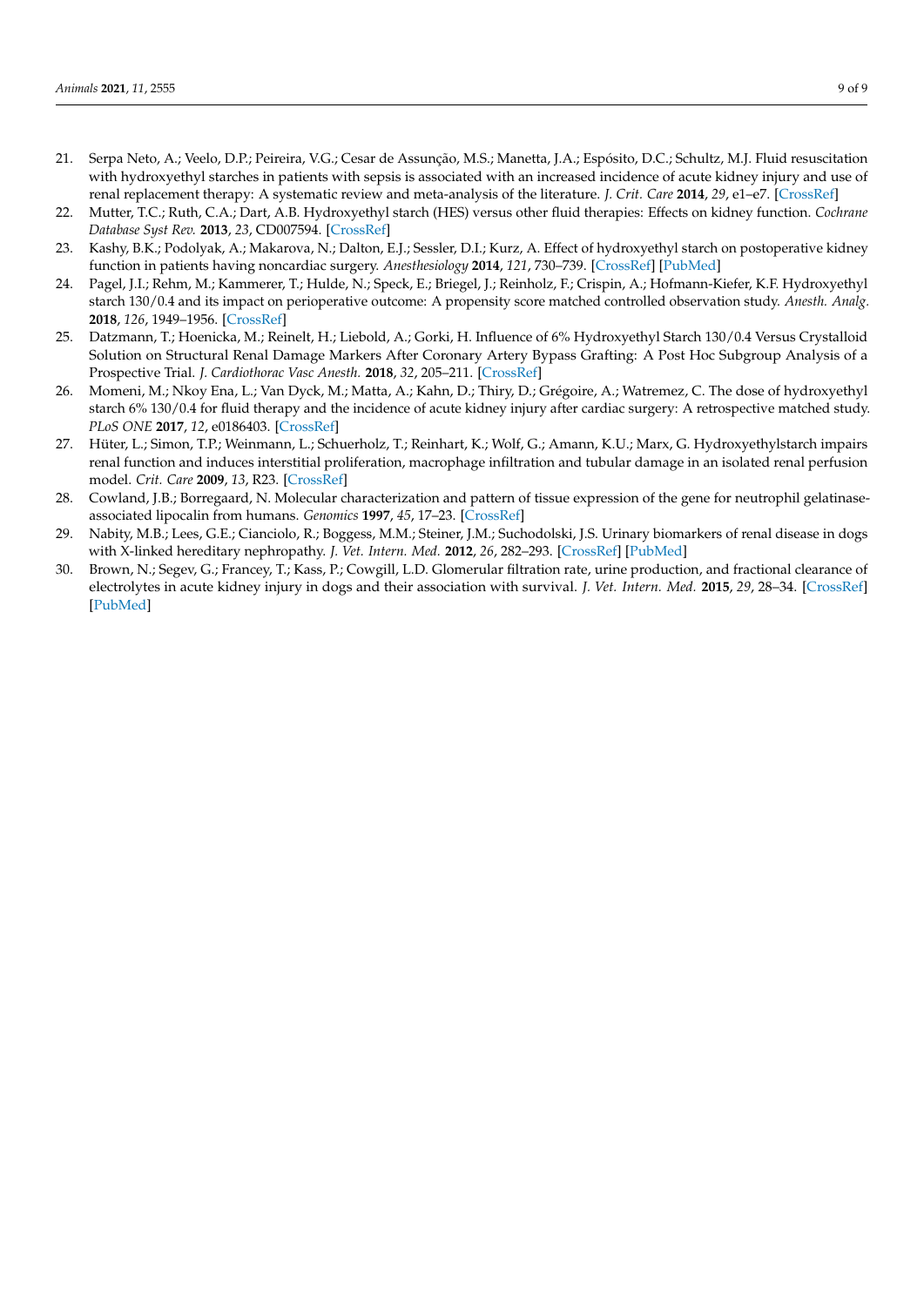21. Serpa Neto, A.; Veelo, D.P.; Peireira, V.G.; Cesar de Assunção, M.S.; Manetta, J.A.; Espósito, D.C.; Schultz, M.J. Fluid resuscitation with hydroxyethyl starches in patients with sepsis is associated with an increased incidence of acute kidney injury and use of renal replacement therapy: A systematic review and meta-analysis of the literature. *J. Crit. Care* **2014**, *29*, e1–e7. [CrossRef]
22. Mutter, T.C.; Ruth, C.A.; Dart, A.B. Hydroxyethyl starch (HES) versus other fluid therapies: Effects on kidney function. *Cochrane Database Syst Rev.* **2013**, *23*, CD007594. [CrossRef]
23. Kashy, B.K.; Podolyak, A.; Makarova, N.; Dalton, E.J.; Sessler, D.I.; Kurz, A. Effect of hydroxyethyl starch on postoperative kidney function in patients having noncardiac surgery. *Anesthesiology* **2014**, *121*, 730–739. [CrossRef] [PubMed]
24. Pagel, J.I.; Rehm, M.; Kammerer, T.; Hulde, N.; Speck, E.; Briegel, J.; Reinholz, F.; Crispin, A.; Hofmann-Kiefer, K.F. Hydroxyethyl starch 130/0.4 and its impact on perioperative outcome: A propensity score matched controlled observation study. *Anesth. Analg.* **2018**, *126*, 1949–1956. [CrossRef]
25. Datzmann, T.; Hoenicka, M.; Reinelt, H.; Liebold, A.; Gorki, H. Influence of 6% Hydroxyethyl Starch 130/0.4 Versus Crystalloid Solution on Structural Renal Damage Markers After Coronary Artery Bypass Grafting: A Post Hoc Subgroup Analysis of a Prospective Trial. *J. Cardiothorac Vasc Anesth.* **2018**, *32*, 205–211. [CrossRef]
26. Momeni, M.; Nkoy Ena, L.; Van Dyck, M.; Matta, A.; Kahn, D.; Thiry, D.; Grégoire, A.; Watremez, C. The dose of hydroxyethyl starch 6% 130/0.4 for fluid therapy and the incidence of acute kidney injury after cardiac surgery: A retrospective matched study. *PLoS ONE* **2017**, *12*, e0186403. [CrossRef]
27. Hüter, L.; Simon, T.P.; Weinmann, L.; Schuerholz, T.; Reinhart, K.; Wolf, G.; Amann, K.U.; Marx, G. Hydroxyethylstarch impairs renal function and induces interstitial proliferation, macrophage infiltration and tubular damage in an isolated renal perfusion model. *Crit. Care* **2009**, *13*, R23. [CrossRef]
28. Cowland, J.B.; Borregaard, N. Molecular characterization and pattern of tissue expression of the gene for neutrophil gelatinase-associated lipocalin from humans. *Genomics* **1997**, *45*, 17–23. [CrossRef]
29. Nabity, M.B.; Lees, G.E.; Cianciolo, R.; Boggess, M.M.; Steiner, J.M.; Suchodolski, J.S. Urinary biomarkers of renal disease in dogs with X-linked hereditary nephropathy. *J. Vet. Intern. Med.* **2012**, *26*, 282–293. [CrossRef] [PubMed]
30. Brown, N.; Segev, G.; Francey, T.; Kass, P.; Cowgill, L.D. Glomerular filtration rate, urine production, and fractional clearance of electrolytes in acute kidney injury in dogs and their association with survival. *J. Vet. Intern. Med.* **2015**, *29*, 28–34. [CrossRef] [PubMed]